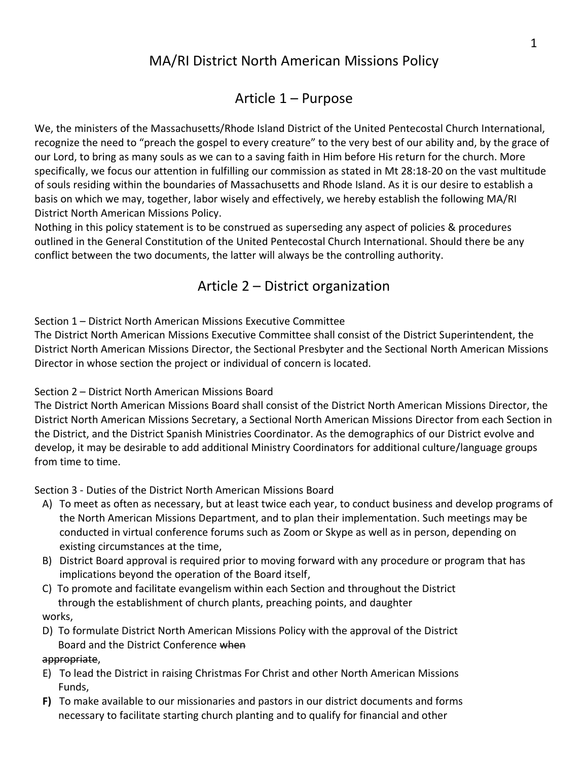# MA/RI District North American Missions Policy

## Article 1 – Purpose

We, the ministers of the Massachusetts/Rhode Island District of the United Pentecostal Church International, recognize the need to "preach the gospel to every creature" to the very best of our ability and, by the grace of our Lord, to bring as many souls as we can to a saving faith in Him before His return for the church. More specifically, we focus our attention in fulfilling our commission as stated in Mt 28:18-20 on the vast multitude of souls residing within the boundaries of Massachusetts and Rhode Island. As it is our desire to establish a basis on which we may, together, labor wisely and effectively, we hereby establish the following MA/RI District North American Missions Policy.

Nothing in this policy statement is to be construed as superseding any aspect of policies & procedures outlined in the General Constitution of the United Pentecostal Church International. Should there be any conflict between the two documents, the latter will always be the controlling authority.

## Article 2 – District organization

Section 1 – District North American Missions Executive Committee

The District North American Missions Executive Committee shall consist of the District Superintendent, the District North American Missions Director, the Sectional Presbyter and the Sectional North American Missions Director in whose section the project or individual of concern is located.

Section 2 – District North American Missions Board

The District North American Missions Board shall consist of the District North American Missions Director, the District North American Missions Secretary, a Sectional North American Missions Director from each Section in the District, and the District Spanish Ministries Coordinator. As the demographics of our District evolve and develop, it may be desirable to add additional Ministry Coordinators for additional culture/language groups from time to time.

Section 3 - Duties of the District North American Missions Board

A) To meet as often as necessary, but at least twice each year, to conduct business and develop programs of the North American Missions Department, and to plan their implementation. Such meetings may be conducted in virtual conference forums such as Zoom or Skype as well as in person, depending on existing circumstances at the time,
B) District Board approval is required prior to moving forward with any procedure or program that has implications beyond the operation of the Board itself,
C) To promote and facilitate evangelism within each Section and throughout the District through the establishment of church plants, preaching points, and daughter works,
D) To formulate District North American Missions Policy with the approval of the District Board and the District Conference ~~when appropriate~~,
E) To lead the District in raising Christmas For Christ and other North American Missions Funds,
**F)** To make available to our missionaries and pastors in our district documents and forms necessary to facilitate starting church planting and to qualify for financial and other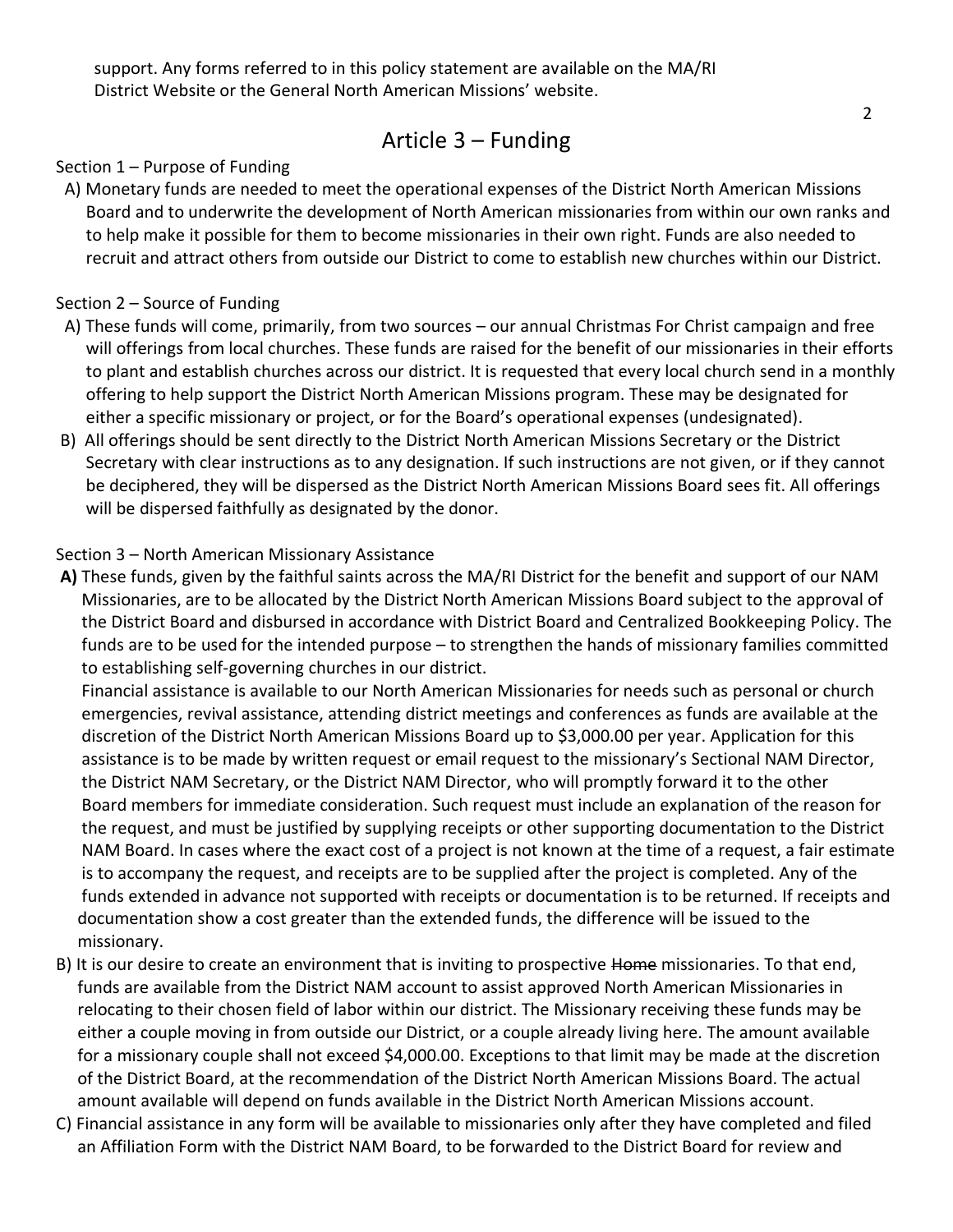support. Any forms referred to in this policy statement are available on the MA/RI District Website or the General North American Missions' website.

# Article 3 – Funding

Section 1 – Purpose of Funding

A) Monetary funds are needed to meet the operational expenses of the District North American Missions Board and to underwrite the development of North American missionaries from within our own ranks and to help make it possible for them to become missionaries in their own right. Funds are also needed to recruit and attract others from outside our District to come to establish new churches within our District.

Section 2 – Source of Funding

A) These funds will come, primarily, from two sources – our annual Christmas For Christ campaign and free will offerings from local churches. These funds are raised for the benefit of our missionaries in their efforts to plant and establish churches across our district. It is requested that every local church send in a monthly offering to help support the District North American Missions program. These may be designated for either a specific missionary or project, or for the Board's operational expenses (undesignated).

B) All offerings should be sent directly to the District North American Missions Secretary or the District Secretary with clear instructions as to any designation. If such instructions are not given, or if they cannot be deciphered, they will be dispersed as the District North American Missions Board sees fit. All offerings will be dispersed faithfully as designated by the donor.

Section 3 – North American Missionary Assistance

**A)** These funds, given by the faithful saints across the MA/RI District for the benefit and support of our NAM Missionaries, are to be allocated by the District North American Missions Board subject to the approval of the District Board and disbursed in accordance with District Board and Centralized Bookkeeping Policy. The funds are to be used for the intended purpose – to strengthen the hands of missionary families committed to establishing self-governing churches in our district.

Financial assistance is available to our North American Missionaries for needs such as personal or church emergencies, revival assistance, attending district meetings and conferences as funds are available at the discretion of the District North American Missions Board up to $3,000.00 per year. Application for this assistance is to be made by written request or email request to the missionary's Sectional NAM Director, the District NAM Secretary, or the District NAM Director, who will promptly forward it to the other Board members for immediate consideration. Such request must include an explanation of the reason for the request, and must be justified by supplying receipts or other supporting documentation to the District NAM Board. In cases where the exact cost of a project is not known at the time of a request, a fair estimate is to accompany the request, and receipts are to be supplied after the project is completed. Any of the funds extended in advance not supported with receipts or documentation is to be returned. If receipts and documentation show a cost greater than the extended funds, the difference will be issued to the missionary.

B) It is our desire to create an environment that is inviting to prospective ~~Home~~ missionaries. To that end, funds are available from the District NAM account to assist approved North American Missionaries in relocating to their chosen field of labor within our district. The Missionary receiving these funds may be either a couple moving in from outside our District, or a couple already living here. The amount available for a missionary couple shall not exceed $4,000.00. Exceptions to that limit may be made at the discretion of the District Board, at the recommendation of the District North American Missions Board. The actual amount available will depend on funds available in the District North American Missions account.

C) Financial assistance in any form will be available to missionaries only after they have completed and filed an Affiliation Form with the District NAM Board, to be forwarded to the District Board for review and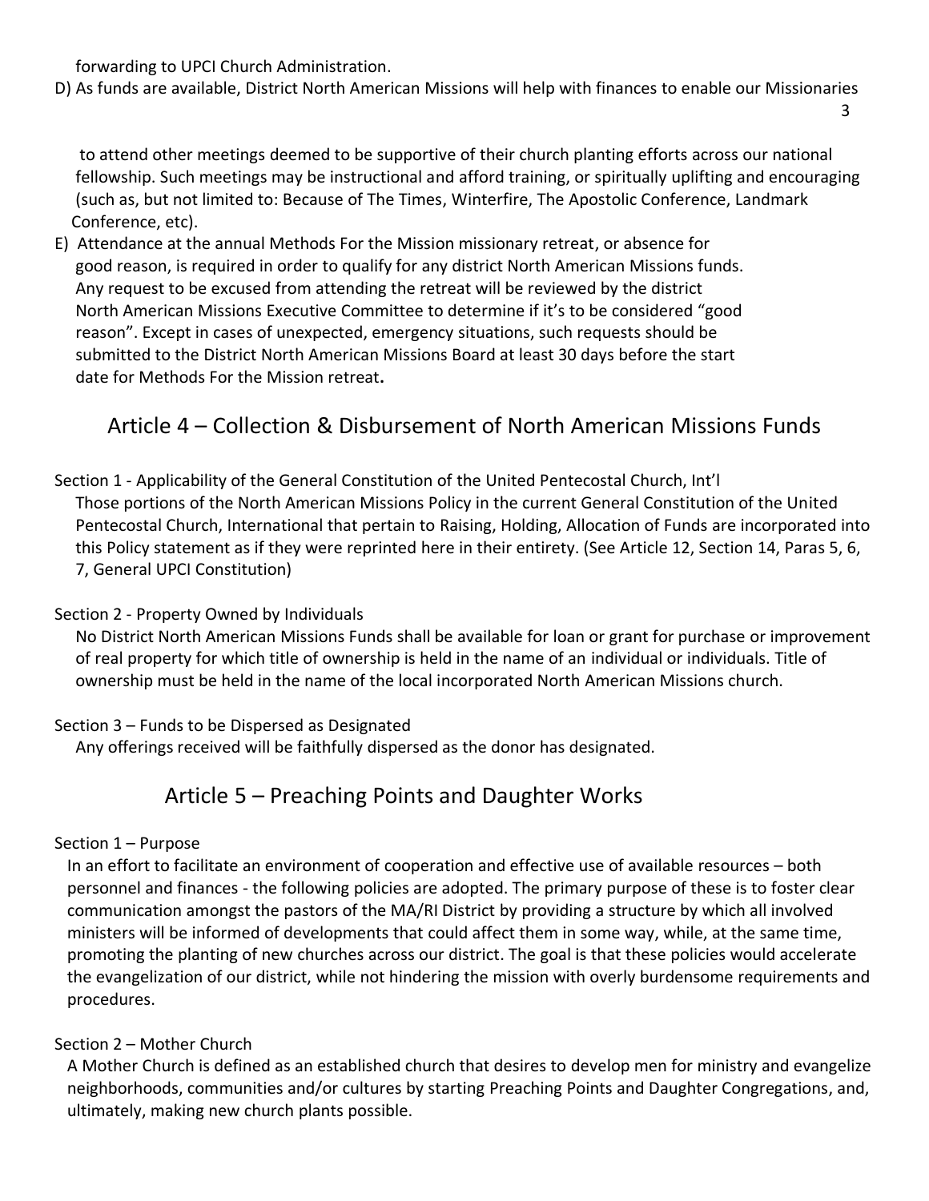forwarding to UPCI Church Administration.

D) As funds are available, District North American Missions will help with finances to enable our Missionaries to attend other meetings deemed to be supportive of their church planting efforts across our national fellowship. Such meetings may be instructional and afford training, or spiritually uplifting and encouraging (such as, but not limited to: Because of The Times, Winterfire, The Apostolic Conference, Landmark Conference, etc).

E) Attendance at the annual Methods For the Mission missionary retreat, or absence for good reason, is required in order to qualify for any district North American Missions funds. Any request to be excused from attending the retreat will be reviewed by the district North American Missions Executive Committee to determine if it's to be considered "good reason". Except in cases of unexpected, emergency situations, such requests should be submitted to the District North American Missions Board at least 30 days before the start date for Methods For the Mission retreat**.**

## Article 4 – Collection & Disbursement of North American Missions Funds

Section 1 - Applicability of the General Constitution of the United Pentecostal Church, Int'l

Those portions of the North American Missions Policy in the current General Constitution of the United Pentecostal Church, International that pertain to Raising, Holding, Allocation of Funds are incorporated into this Policy statement as if they were reprinted here in their entirety. (See Article 12, Section 14, Paras 5, 6, 7, General UPCI Constitution)

Section 2 - Property Owned by Individuals

No District North American Missions Funds shall be available for loan or grant for purchase or improvement of real property for which title of ownership is held in the name of an individual or individuals. Title of ownership must be held in the name of the local incorporated North American Missions church.

Section 3 – Funds to be Dispersed as Designated

Any offerings received will be faithfully dispersed as the donor has designated.

## Article 5 – Preaching Points and Daughter Works

Section 1 – Purpose

In an effort to facilitate an environment of cooperation and effective use of available resources – both personnel and finances - the following policies are adopted. The primary purpose of these is to foster clear communication amongst the pastors of the MA/RI District by providing a structure by which all involved ministers will be informed of developments that could affect them in some way, while, at the same time, promoting the planting of new churches across our district. The goal is that these policies would accelerate the evangelization of our district, while not hindering the mission with overly burdensome requirements and procedures.

Section 2 – Mother Church

A Mother Church is defined as an established church that desires to develop men for ministry and evangelize neighborhoods, communities and/or cultures by starting Preaching Points and Daughter Congregations, and, ultimately, making new church plants possible.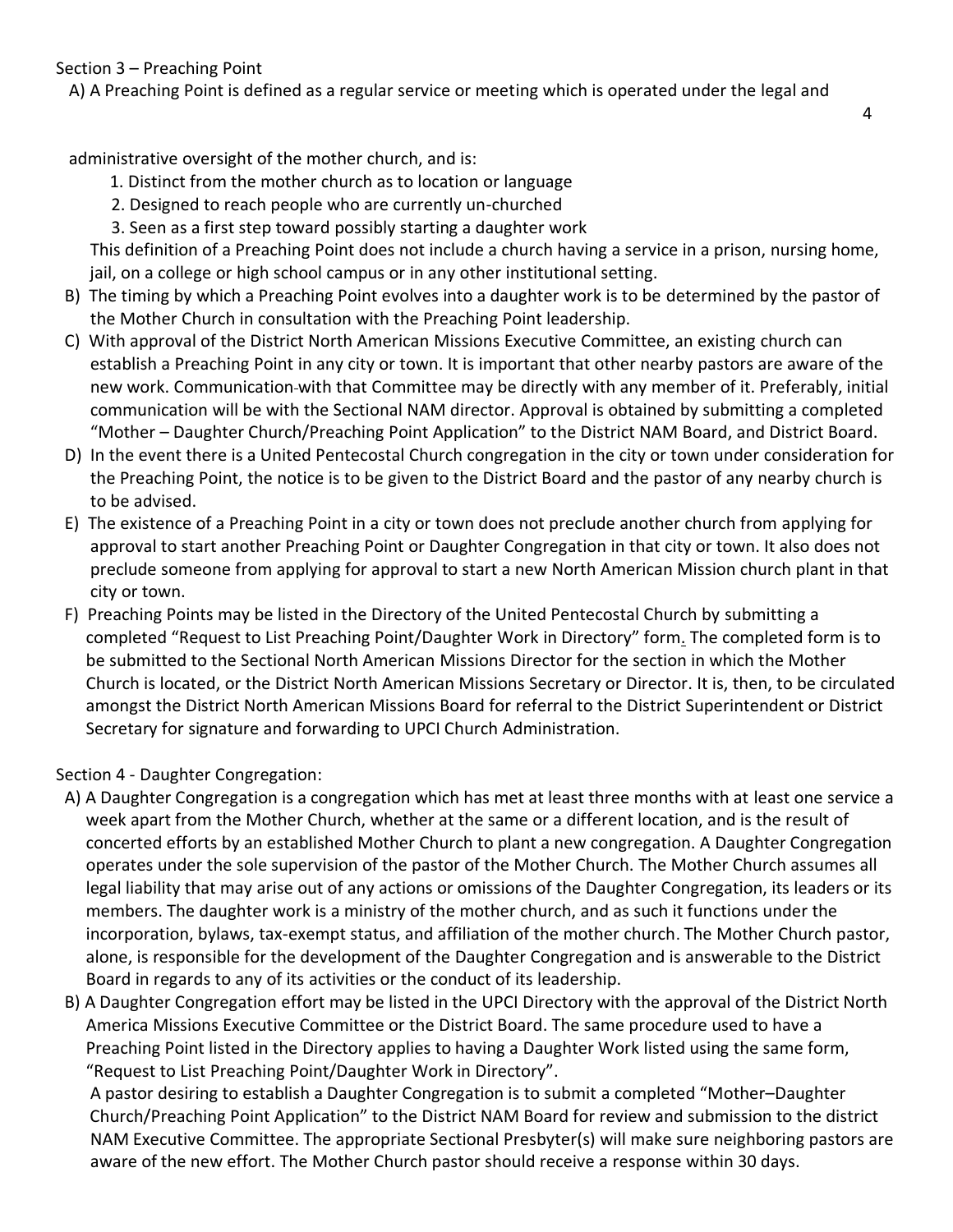Section 3 – Preaching Point

A) A Preaching Point is defined as a regular service or meeting which is operated under the legal and administrative oversight of the mother church, and is:

1. Distinct from the mother church as to location or language
2. Designed to reach people who are currently un-churched
3. Seen as a first step toward possibly starting a daughter work

This definition of a Preaching Point does not include a church having a service in a prison, nursing home, jail, on a college or high school campus or in any other institutional setting.

B) The timing by which a Preaching Point evolves into a daughter work is to be determined by the pastor of the Mother Church in consultation with the Preaching Point leadership.

C) With approval of the District North American Missions Executive Committee, an existing church can establish a Preaching Point in any city or town. It is important that other nearby pastors are aware of the new work. Communication with that Committee may be directly with any member of it. Preferably, initial communication will be with the Sectional NAM director. Approval is obtained by submitting a completed "Mother – Daughter Church/Preaching Point Application" to the District NAM Board, and District Board.

D) In the event there is a United Pentecostal Church congregation in the city or town under consideration for the Preaching Point, the notice is to be given to the District Board and the pastor of any nearby church is to be advised.

E) The existence of a Preaching Point in a city or town does not preclude another church from applying for approval to start another Preaching Point or Daughter Congregation in that city or town. It also does not preclude someone from applying for approval to start a new North American Mission church plant in that city or town.

F) Preaching Points may be listed in the Directory of the United Pentecostal Church by submitting a completed "Request to List Preaching Point/Daughter Work in Directory" form. The completed form is to be submitted to the Sectional North American Missions Director for the section in which the Mother Church is located, or the District North American Missions Secretary or Director. It is, then, to be circulated amongst the District North American Missions Board for referral to the District Superintendent or District Secretary for signature and forwarding to UPCI Church Administration.

Section 4 - Daughter Congregation:

A) A Daughter Congregation is a congregation which has met at least three months with at least one service a week apart from the Mother Church, whether at the same or a different location, and is the result of concerted efforts by an established Mother Church to plant a new congregation. A Daughter Congregation operates under the sole supervision of the pastor of the Mother Church. The Mother Church assumes all legal liability that may arise out of any actions or omissions of the Daughter Congregation, its leaders or its members. The daughter work is a ministry of the mother church, and as such it functions under the incorporation, bylaws, tax-exempt status, and affiliation of the mother church. The Mother Church pastor, alone, is responsible for the development of the Daughter Congregation and is answerable to the District Board in regards to any of its activities or the conduct of its leadership.

B) A Daughter Congregation effort may be listed in the UPCI Directory with the approval of the District North America Missions Executive Committee or the District Board. The same procedure used to have a Preaching Point listed in the Directory applies to having a Daughter Work listed using the same form, "Request to List Preaching Point/Daughter Work in Directory".

A pastor desiring to establish a Daughter Congregation is to submit a completed "Mother–Daughter Church/Preaching Point Application" to the District NAM Board for review and submission to the district NAM Executive Committee. The appropriate Sectional Presbyter(s) will make sure neighboring pastors are aware of the new effort. The Mother Church pastor should receive a response within 30 days.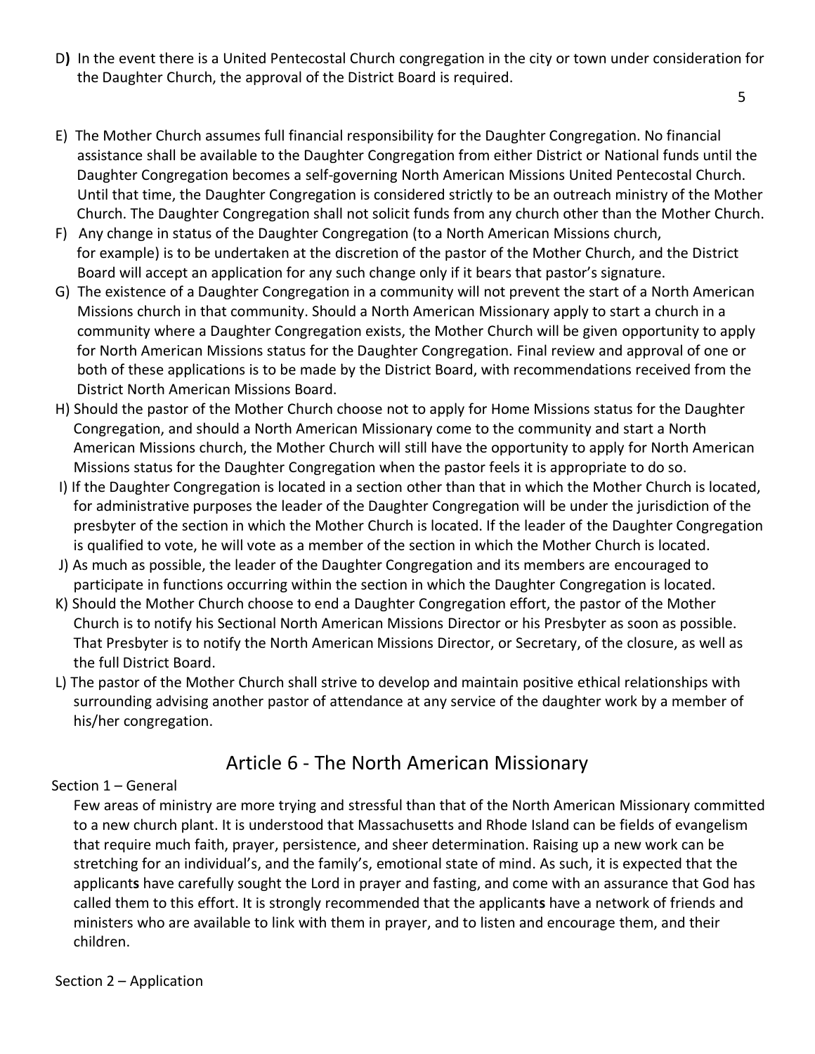D) In the event there is a United Pentecostal Church congregation in the city or town under consideration for the Daughter Church, the approval of the District Board is required.

E) The Mother Church assumes full financial responsibility for the Daughter Congregation. No financial assistance shall be available to the Daughter Congregation from either District or National funds until the Daughter Congregation becomes a self-governing North American Missions United Pentecostal Church. Until that time, the Daughter Congregation is considered strictly to be an outreach ministry of the Mother Church. The Daughter Congregation shall not solicit funds from any church other than the Mother Church.

F) Any change in status of the Daughter Congregation (to a North American Missions church, for example) is to be undertaken at the discretion of the pastor of the Mother Church, and the District Board will accept an application for any such change only if it bears that pastor's signature.

G) The existence of a Daughter Congregation in a community will not prevent the start of a North American Missions church in that community. Should a North American Missionary apply to start a church in a community where a Daughter Congregation exists, the Mother Church will be given opportunity to apply for North American Missions status for the Daughter Congregation. Final review and approval of one or both of these applications is to be made by the District Board, with recommendations received from the District North American Missions Board.

H) Should the pastor of the Mother Church choose not to apply for Home Missions status for the Daughter Congregation, and should a North American Missionary come to the community and start a North American Missions church, the Mother Church will still have the opportunity to apply for North American Missions status for the Daughter Congregation when the pastor feels it is appropriate to do so.

I) If the Daughter Congregation is located in a section other than that in which the Mother Church is located, for administrative purposes the leader of the Daughter Congregation will be under the jurisdiction of the presbyter of the section in which the Mother Church is located. If the leader of the Daughter Congregation is qualified to vote, he will vote as a member of the section in which the Mother Church is located.

J) As much as possible, the leader of the Daughter Congregation and its members are encouraged to participate in functions occurring within the section in which the Daughter Congregation is located.

K) Should the Mother Church choose to end a Daughter Congregation effort, the pastor of the Mother Church is to notify his Sectional North American Missions Director or his Presbyter as soon as possible. That Presbyter is to notify the North American Missions Director, or Secretary, of the closure, as well as the full District Board.

L) The pastor of the Mother Church shall strive to develop and maintain positive ethical relationships with surrounding advising another pastor of attendance at any service of the daughter work by a member of his/her congregation.

## Article 6 - The North American Missionary

Section 1 – General

Few areas of ministry are more trying and stressful than that of the North American Missionary committed to a new church plant. It is understood that Massachusetts and Rhode Island can be fields of evangelism that require much faith, prayer, persistence, and sheer determination. Raising up a new work can be stretching for an individual's, and the family's, emotional state of mind. As such, it is expected that the applicant**s** have carefully sought the Lord in prayer and fasting, and come with an assurance that God has called them to this effort. It is strongly recommended that the applicant**s** have a network of friends and ministers who are available to link with them in prayer, and to listen and encourage them, and their children.

Section 2 – Application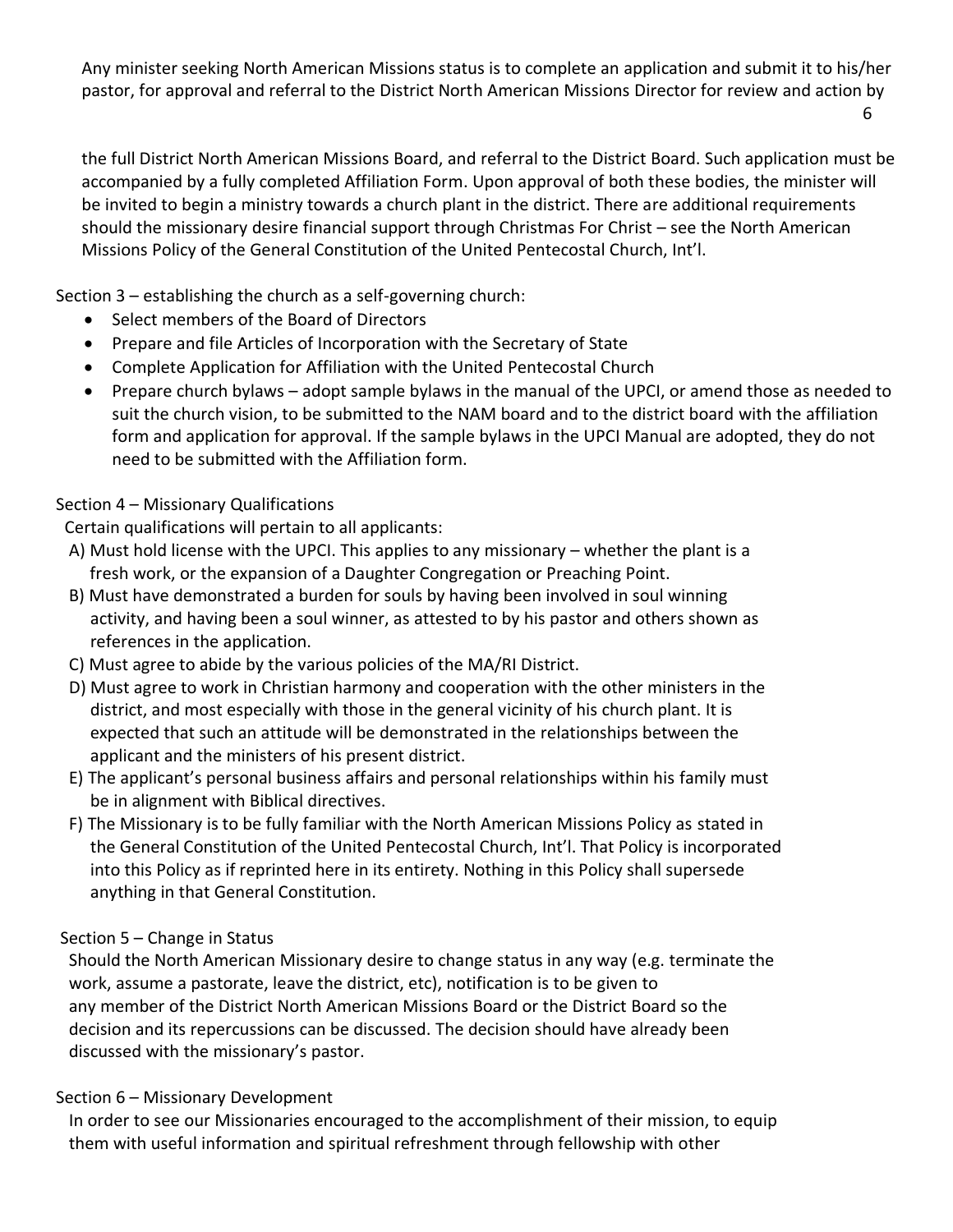Any minister seeking North American Missions status is to complete an application and submit it to his/her pastor, for approval and referral to the District North American Missions Director for review and action by the full District North American Missions Board, and referral to the District Board. Such application must be accompanied by a fully completed Affiliation Form. Upon approval of both these bodies, the minister will be invited to begin a ministry towards a church plant in the district. There are additional requirements should the missionary desire financial support through Christmas For Christ – see the North American Missions Policy of the General Constitution of the United Pentecostal Church, Int'l.

Section 3 – establishing the church as a self-governing church:

- Select members of the Board of Directors
- Prepare and file Articles of Incorporation with the Secretary of State
- Complete Application for Affiliation with the United Pentecostal Church
- Prepare church bylaws – adopt sample bylaws in the manual of the UPCI, or amend those as needed to suit the church vision, to be submitted to the NAM board and to the district board with the affiliation form and application for approval. If the sample bylaws in the UPCI Manual are adopted, they do not need to be submitted with the Affiliation form.

Section 4 – Missionary Qualifications

Certain qualifications will pertain to all applicants:

A) Must hold license with the UPCI. This applies to any missionary – whether the plant is a fresh work, or the expansion of a Daughter Congregation or Preaching Point.
B) Must have demonstrated a burden for souls by having been involved in soul winning activity, and having been a soul winner, as attested to by his pastor and others shown as references in the application.
C) Must agree to abide by the various policies of the MA/RI District.
D) Must agree to work in Christian harmony and cooperation with the other ministers in the district, and most especially with those in the general vicinity of his church plant. It is expected that such an attitude will be demonstrated in the relationships between the applicant and the ministers of his present district.
E) The applicant's personal business affairs and personal relationships within his family must be in alignment with Biblical directives.
F) The Missionary is to be fully familiar with the North American Missions Policy as stated in the General Constitution of the United Pentecostal Church, Int'l. That Policy is incorporated into this Policy as if reprinted here in its entirety. Nothing in this Policy shall supersede anything in that General Constitution.

Section 5 – Change in Status

Should the North American Missionary desire to change status in any way (e.g. terminate the work, assume a pastorate, leave the district, etc), notification is to be given to any member of the District North American Missions Board or the District Board so the decision and its repercussions can be discussed. The decision should have already been discussed with the missionary's pastor.

Section 6 – Missionary Development

In order to see our Missionaries encouraged to the accomplishment of their mission, to equip them with useful information and spiritual refreshment through fellowship with other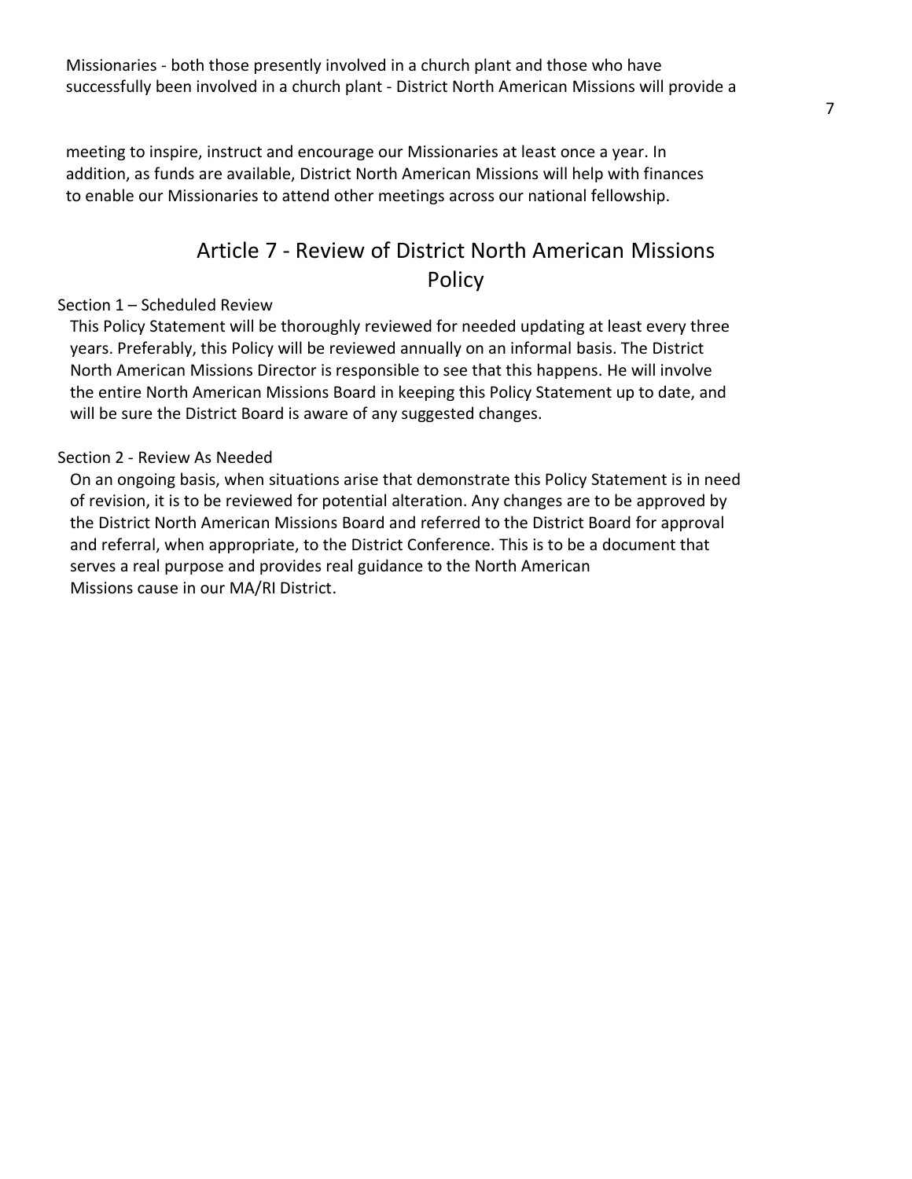Missionaries - both those presently involved in a church plant and those who have successfully been involved in a church plant - District North American Missions will provide a meeting to inspire, instruct and encourage our Missionaries at least once a year. In addition, as funds are available, District North American Missions will help with finances to enable our Missionaries to attend other meetings across our national fellowship.

## Article 7 - Review of District North American Missions Policy

Section 1 – Scheduled Review

This Policy Statement will be thoroughly reviewed for needed updating at least every three years. Preferably, this Policy will be reviewed annually on an informal basis. The District North American Missions Director is responsible to see that this happens. He will involve the entire North American Missions Board in keeping this Policy Statement up to date, and will be sure the District Board is aware of any suggested changes.

Section 2 - Review As Needed

On an ongoing basis, when situations arise that demonstrate this Policy Statement is in need of revision, it is to be reviewed for potential alteration. Any changes are to be approved by the District North American Missions Board and referred to the District Board for approval and referral, when appropriate, to the District Conference. This is to be a document that serves a real purpose and provides real guidance to the North American Missions cause in our MA/RI District.